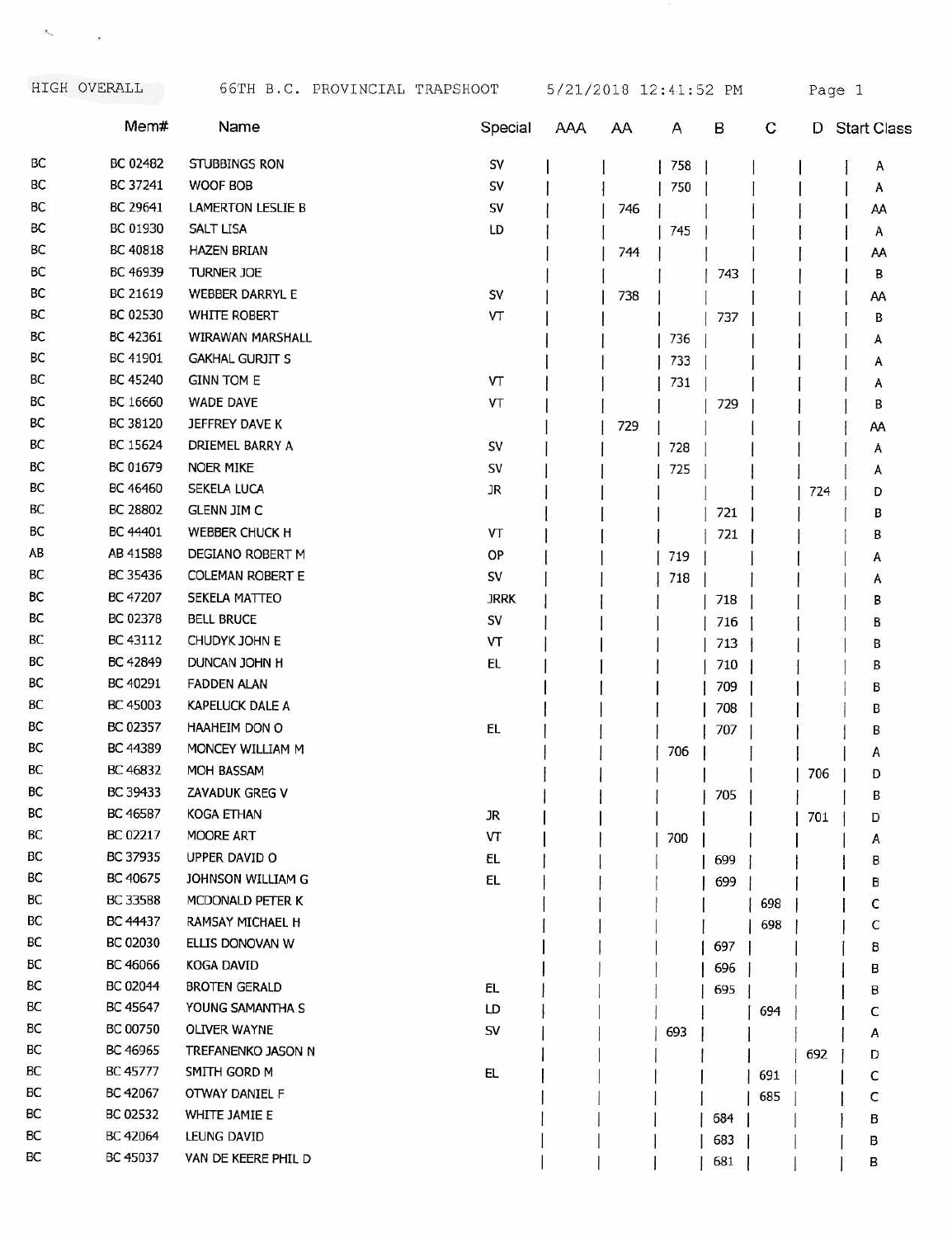HIGH OVERALL — 66TH B.C. PROVINCIAL TRAPSHOOT — 5/21/2018 12:41:52 PM

| | Mem# | Name | Special | AAA | AA | A | B | C | D | Start Class |
|---|---|---|---|---|---|---|---|---|---|---|
| BC | BC 02482 | STUBBINGS RON | SV | | | 758 | | | | A |
| BC | BC 37241 | WOOF BOB | SV | | | 750 | | | | A |
| BC | BC 29641 | LAMERTON LESLIE B | SV | | 746 | | | | | AA |
| BC | BC 01930 | SALT LISA | LD | | | 745 | | | | A |
| BC | BC 40818 | HAZEN BRIAN | | | 744 | | | | | AA |
| BC | BC 46939 | TURNER JOE | | | | | 743 | | | B |
| BC | BC 21619 | WEBBER DARRYL E | SV | | 738 | | | | | AA |
| BC | BC 02530 | WHITE ROBERT | VT | | | | 737 | | | B |
| BC | BC 42361 | WIRAWAN MARSHALL | | | | 736 | | | | A |
| BC | BC 41901 | GAKHAL GURJIT S | | | | 733 | | | | A |
| BC | BC 45240 | GINN TOM E | VT | | | 731 | | | | A |
| BC | BC 16660 | WADE DAVE | VT | | | | 729 | | | B |
| BC | BC 38120 | JEFFREY DAVE K | | | 729 | | | | | AA |
| BC | BC 15624 | DRIEMEL BARRY A | SV | | | 728 | | | | A |
| BC | BC 01679 | NOER MIKE | SV | | | 725 | | | | A |
| BC | BC 46460 | SEKELA LUCA | JR | | | | | | 724 | D |
| BC | BC 28802 | GLENN JIM C | | | | | 721 | | | B |
| BC | BC 44401 | WEBBER CHUCK H | VT | | | | 721 | | | B |
| AB | AB 41588 | DEGIANO ROBERT M | OP | | | 719 | | | | A |
| BC | BC 35436 | COLEMAN ROBERT E | SV | | | 718 | | | | A |
| BC | BC 47207 | SEKELA MATTEO | JRRK | | | | 718 | | | B |
| BC | BC 02378 | BELL BRUCE | SV | | | | 716 | | | B |
| BC | BC 43112 | CHUDYK JOHN E | VT | | | | 713 | | | B |
| BC | BC 42849 | DUNCAN JOHN H | EL | | | | 710 | | | B |
| BC | BC 40291 | FADDEN ALAN | | | | | 709 | | | B |
| BC | BC 45003 | KAPELUCK DALE A | | | | | 708 | | | B |
| BC | BC 02357 | HAAHEIM DON O | EL | | | | 707 | | | B |
| BC | BC 44389 | MONCEY WILLIAM M | | | | 706 | | | | A |
| BC | BC 46832 | MOH BASSAM | | | | | | | 706 | D |
| BC | BC 39433 | ZAVADUK GREG V | | | | | 705 | | | B |
| BC | BC 46587 | KOGA ETHAN | JR | | | | | | 701 | D |
| BC | BC 02217 | MOORE ART | VT | | | 700 | | | | A |
| BC | BC 37935 | UPPER DAVID O | EL | | | | 699 | | | B |
| BC | BC 40675 | JOHNSON WILLIAM G | EL | | | | 699 | | | B |
| BC | BC 33588 | MCDONALD PETER K | | | | | | 698 | | C |
| BC | BC 44437 | RAMSAY MICHAEL H | | | | | | 698 | | C |
| BC | BC 02030 | ELLIS DONOVAN W | | | | | 697 | | | B |
| BC | BC 46066 | KOGA DAVID | | | | | 696 | | | B |
| BC | BC 02044 | BROTEN GERALD | EL | | | | 695 | | | B |
| BC | BC 45647 | YOUNG SAMANTHA S | LD | | | | | 694 | | C |
| BC | BC 00750 | OLIVER WAYNE | SV | | | 693 | | | | A |
| BC | BC 46965 | TREFANENKO JASON N | | | | | | | 692 | D |
| BC | BC 45777 | SMITH GORD M | EL | | | | | 691 | | C |
| BC | BC 42067 | OTWAY DANIEL F | | | | | | 685 | | C |
| BC | BC 02532 | WHITE JAMIE E | | | | | 684 | | | B |
| BC | BC 42064 | LEUNG DAVID | | | | | 683 | | | B |
| BC | BC 45037 | VAN DE KEERE PHIL D | | | | | 681 | | | B |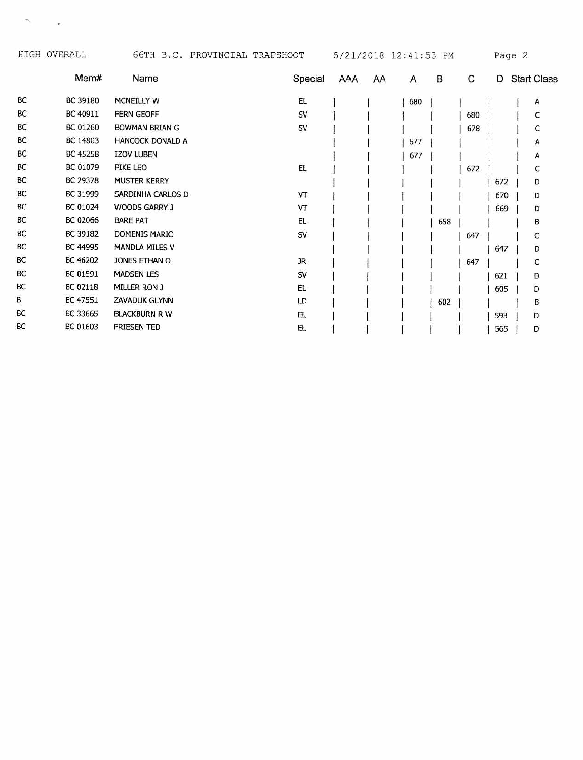HIGH OVERALL — 66TH B.C. PROVINCIAL TRAPSHOOT — 5/21/2018 12:41:53 PM

| | Mem# | Name | Special | AAA | AA | A | B | C | D | Start Class |
|---|---|---|---|---|---|---|---|---|---|---|
| BC | BC 39180 | MCNEILLY W | EL | | | 680 | | | | A |
| BC | BC 40911 | FERN GEOFF | SV | | | | | 680 | | C |
| BC | BC 01260 | BOWMAN BRIAN G | SV | | | | | 678 | | C |
| BC | BC 14803 | HANCOCK DONALD A | | | | 677 | | | | A |
| BC | BC 45258 | IZOV LUBEN | | | | 677 | | | | A |
| BC | BC 01079 | PIKE LEO | EL | | | | | 672 | | C |
| BC | BC 29378 | MUSTER KERRY | | | | | | | 672 | D |
| BC | BC 31999 | SARDINHA CARLOS D | VT | | | | | | 670 | D |
| BC | BC 01024 | WOODS GARRY J | VT | | | | | | 669 | D |
| BC | BC 02066 | BARE PAT | EL | | | | 658 | | | B |
| BC | BC 39182 | DOMENIS MARIO | SV | | | | | 647 | | C |
| BC | BC 44995 | MANDLA MILES V | | | | | | | 647 | D |
| BC | BC 46202 | JONES ETHAN O | JR | | | | | 647 | | C |
| BC | BC 01591 | MADSEN LES | SV | | | | | | 621 | D |
| BC | BC 02118 | MILLER RON J | EL | | | | | | 605 | D |
| B | BC 47551 | ZAVADUK GLYNN | LD | | | | 602 | | | B |
| BC | BC 33665 | BLACKBURN R W | EL | | | | | | 593 | D |
| BC | BC 01603 | FRIESEN TED | EL | | | | | | 565 | D |